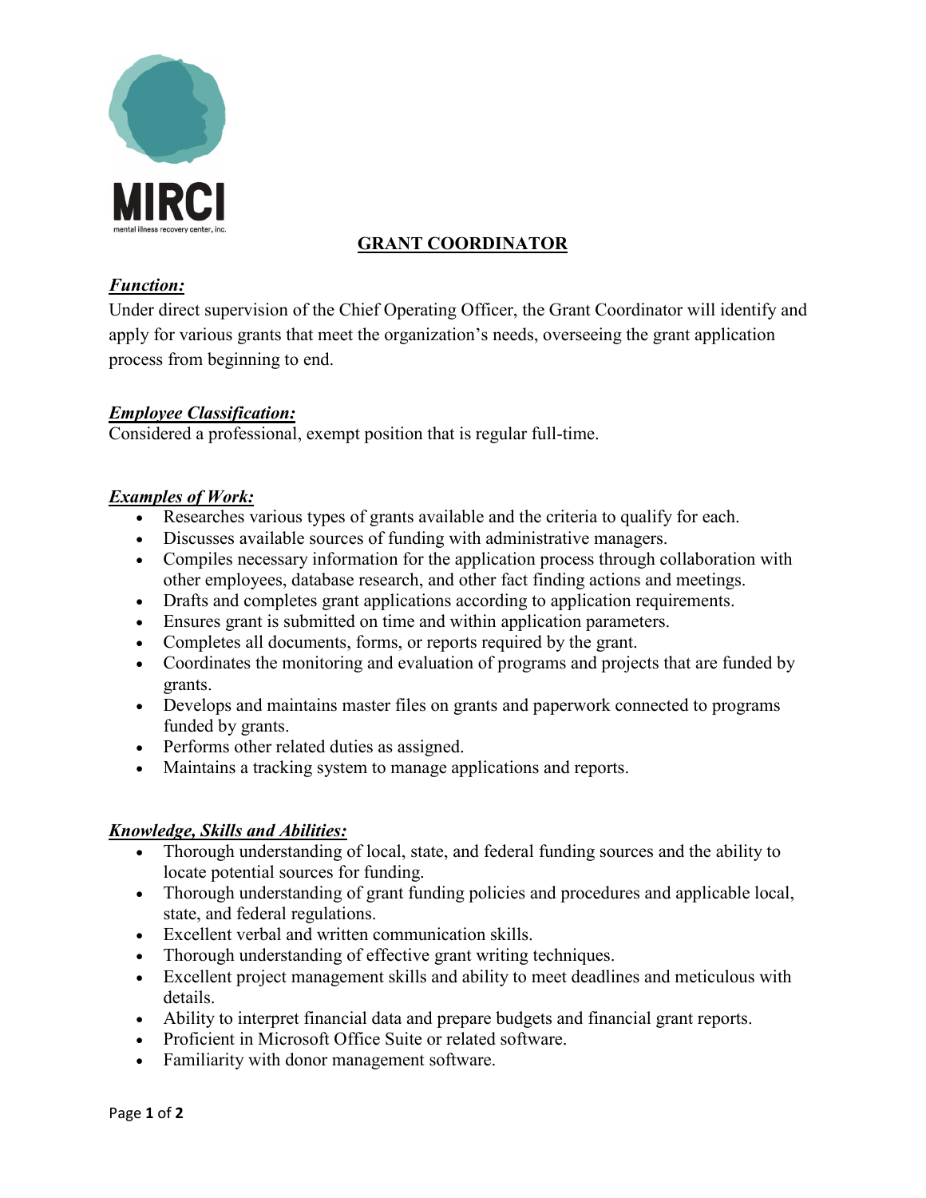MIRCI

mental illness recovery center, inc.

# GRANT COORDINATOR

***Function:***

Under direct supervision of the Chief Operating Officer, the Grant Coordinator will identify and apply for various grants that meet the organization's needs, overseeing the grant application process from beginning to end.

***Employee Classification:***

Considered a professional, exempt position that is regular full-time.

***Examples of Work:***

- Researches various types of grants available and the criteria to qualify for each.
- Discusses available sources of funding with administrative managers.
- Compiles necessary information for the application process through collaboration with other employees, database research, and other fact finding actions and meetings.
- Drafts and completes grant applications according to application requirements.
- Ensures grant is submitted on time and within application parameters.
- Completes all documents, forms, or reports required by the grant.
- Coordinates the monitoring and evaluation of programs and projects that are funded by grants.
- Develops and maintains master files on grants and paperwork connected to programs funded by grants.
- Performs other related duties as assigned.
- Maintains a tracking system to manage applications and reports.

***Knowledge, Skills and Abilities:***

- Thorough understanding of local, state, and federal funding sources and the ability to locate potential sources for funding.
- Thorough understanding of grant funding policies and procedures and applicable local, state, and federal regulations.
- Excellent verbal and written communication skills.
- Thorough understanding of effective grant writing techniques.
- Excellent project management skills and ability to meet deadlines and meticulous with details.
- Ability to interpret financial data and prepare budgets and financial grant reports.
- Proficient in Microsoft Office Suite or related software.
- Familiarity with donor management software.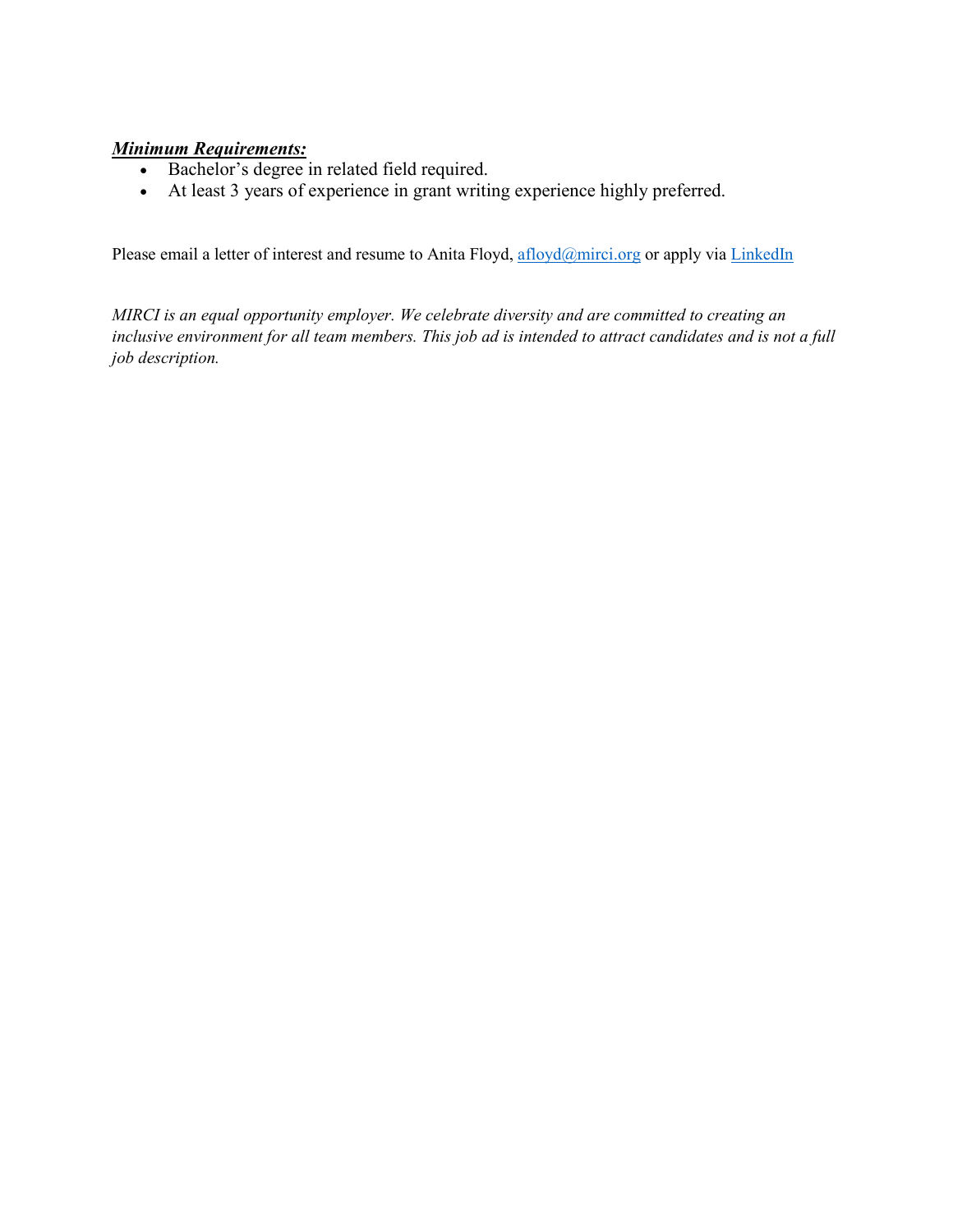***Minimum Requirements:***

- Bachelor's degree in related field required.
- At least 3 years of experience in grant writing experience highly preferred.

Please email a letter of interest and resume to Anita Floyd, [afloyd@mirci.org](mailto:afloyd@mirci.org) or apply via LinkedIn

*MIRCI is an equal opportunity employer. We celebrate diversity and are committed to creating an inclusive environment for all team members. This job ad is intended to attract candidates and is not a full job description.*